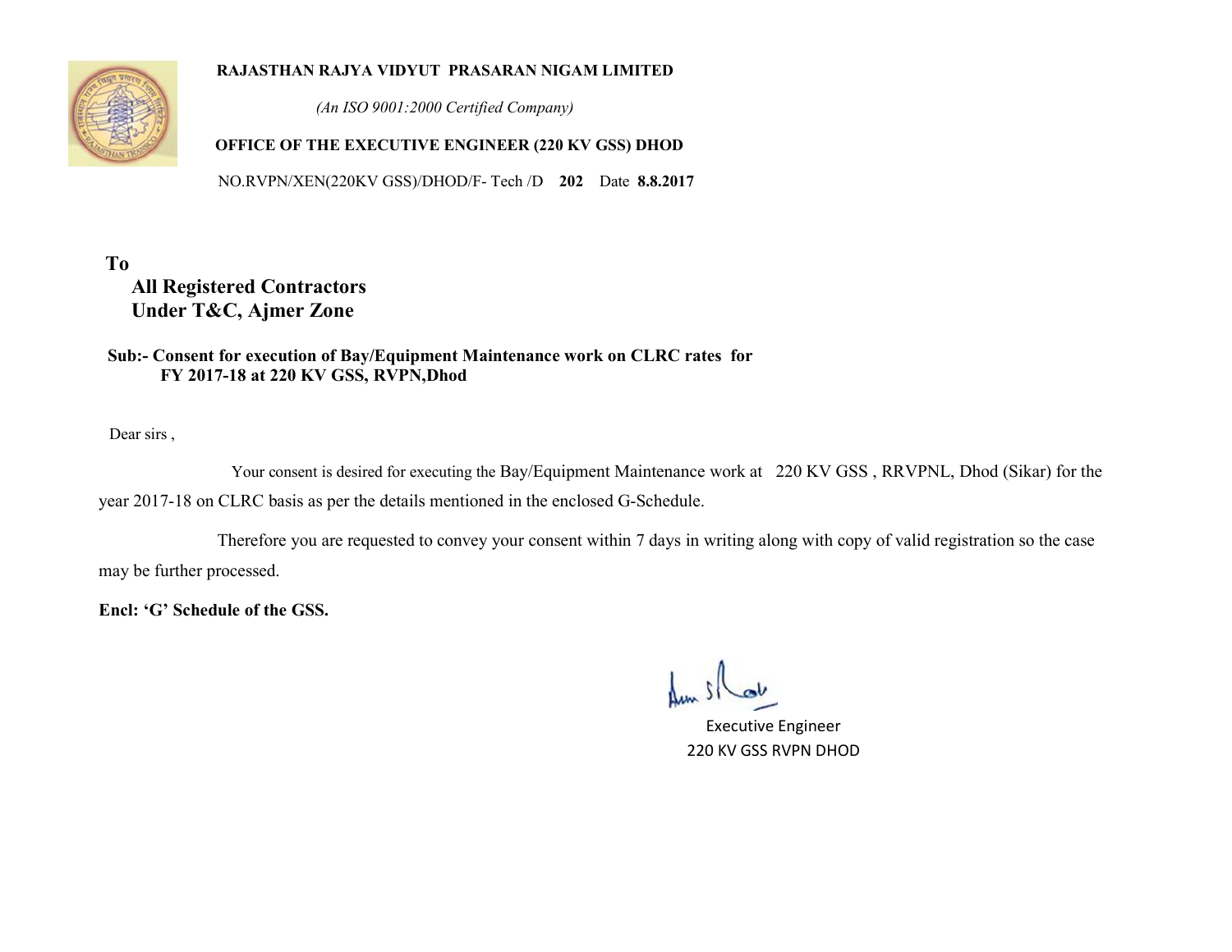**RAJASTHAN RAJYA VIDYUT PRASARAN NIGAM LIMITED**

*(An ISO 9001:2000 Certified Company)*

**OFFICE OF THE EXECUTIVE ENGINEER (220 KV GSS) DHOD**

NO.RVPN/XEN(220KV GSS)/DHOD/F- Tech /D **202** Date **8.8.2017**

**To**

**All Registered Contractors**
**Under T&C, Ajmer Zone**

**Sub:- Consent for execution of Bay/Equipment Maintenance work on CLRC rates for FY 2017-18 at 220 KV GSS, RVPN,Dhod**

Dear sirs ,

Your consent is desired for executing the Bay/Equipment Maintenance work at 220 KV GSS , RRVPNL, Dhod (Sikar) for the year 2017-18 on CLRC basis as per the details mentioned in the enclosed G-Schedule.

Therefore you are requested to convey your consent within 7 days in writing along with copy of valid registration so the case may be further processed.

**Encl: 'G' Schedule of the GSS.**

Executive Engineer
220 KV GSS RVPN DHOD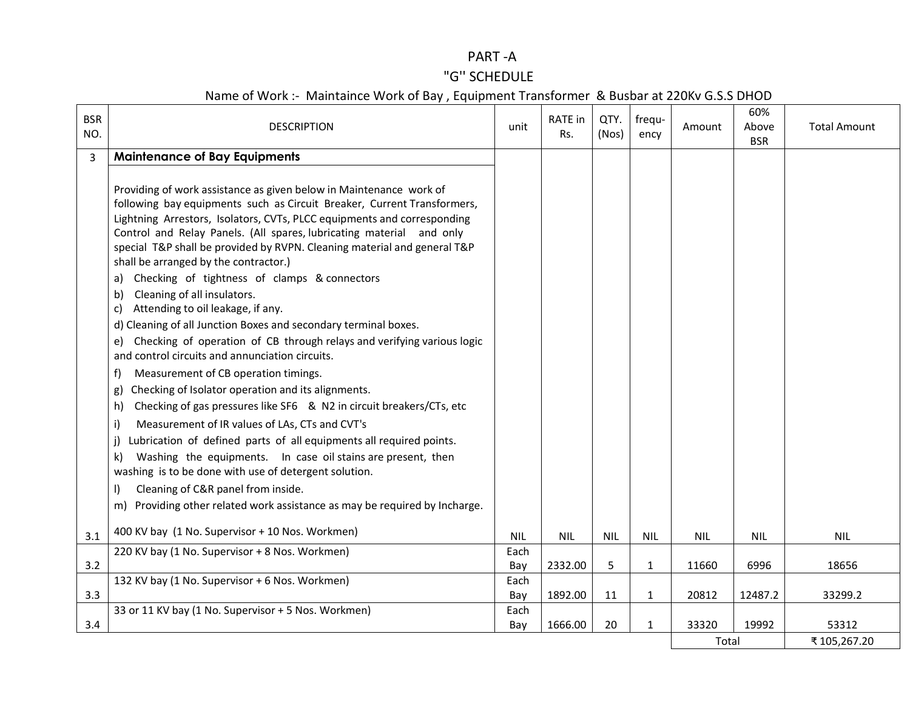# PART -A

## "G'' SCHEDULE

Name of Work :- Maintaince Work of Bay , Equipment Transformer & Busbar at 220Kv G.S.S DHOD

| BSR NO. | DESCRIPTION | unit | RATE in Rs. | QTY. (Nos) | frequ-ency | Amount | 60% Above BSR | Total Amount |
|---|---|---|---|---|---|---|---|---|
| 3 | **Maintenance of Bay Equipments**<br><br>Providing of work assistance as given below in Maintenance work of following bay equipments such as Circuit Breaker, Current Transformers, Lightning Arrestors, Isolators, CVTs, PLCC equipments and corresponding Control and Relay Panels. (All spares, lubricating material and only special T&P shall be provided by RVPN. Cleaning material and general T&P shall be arranged by the contractor.)<br>a) Checking of tightness of clamps & connectors<br>b) Cleaning of all insulators.<br>c) Attending to oil leakage, if any.<br>d) Cleaning of all Junction Boxes and secondary terminal boxes.<br>e) Checking of operation of CB through relays and verifying various logic and control circuits and annunciation circuits.<br>f) Measurement of CB operation timings.<br>g) Checking of Isolator operation and its alignments.<br>h) Checking of gas pressures like SF6 & N2 in circuit breakers/CTs, etc<br>i) Measurement of IR values of LAs, CTs and CVT's<br>j) Lubrication of defined parts of all equipments all required points.<br>k) Washing the equipments. In case oil stains are present, then washing is to be done with use of detergent solution.<br>l) Cleaning of C&R panel from inside.<br>m) Providing other related work assistance as may be required by Incharge. | | | | | | | |
| 3.1 | 400 KV bay (1 No. Supervisor + 10 Nos. Workmen) | NIL | NIL | NIL | NIL | NIL | NIL | NIL |
| 3.2 | 220 KV bay (1 No. Supervisor + 8 Nos. Workmen) | Each Bay | 2332.00 | 5 | 1 | 11660 | 6996 | 18656 |
| 3.3 | 132 KV bay (1 No. Supervisor + 6 Nos. Workmen) | Each Bay | 1892.00 | 11 | 1 | 20812 | 12487.2 | 33299.2 |
| 3.4 | 33 or 11 KV bay (1 No. Supervisor + 5 Nos. Workmen) | Each Bay | 1666.00 | 20 | 1 | 33320 | 19992 | 53312 |
| | | | | | | Total | | ₹ 105,267.20 |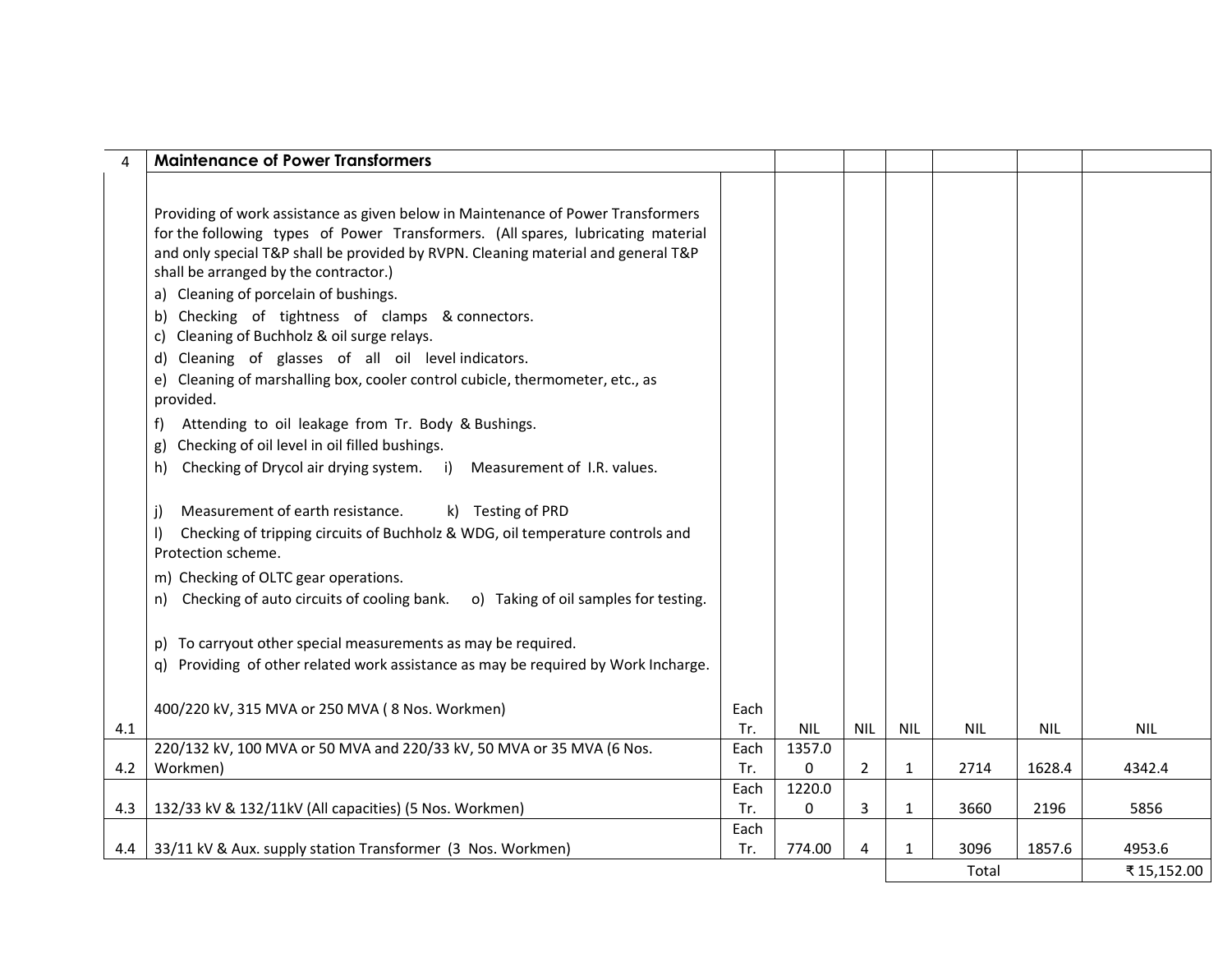| 4 | **Maintenance of Power Transformers** | | | | | | | |
|---|---|---|---|---|---|---|---|---|
| | Providing of work assistance as given below in Maintenance of Power Transformers for the following types of Power Transformers. (All spares, lubricating material and only special T&P shall be provided by RVPN. Cleaning material and general T&P shall be arranged by the contractor.)<br>a) Cleaning of porcelain of bushings.<br>b) Checking of tightness of clamps & connectors.<br>c) Cleaning of Buchholz & oil surge relays.<br>d) Cleaning of glasses of all oil level indicators.<br>e) Cleaning of marshalling box, cooler control cubicle, thermometer, etc., as provided.<br>f) Attending to oil leakage from Tr. Body & Bushings.<br>g) Checking of oil level in oil filled bushings.<br>h) Checking of Drycol air drying system. i) Measurement of I.R. values.<br>j) Measurement of earth resistance. k) Testing of PRD<br>l) Checking of tripping circuits of Buchholz & WDG, oil temperature controls and Protection scheme.<br>m) Checking of OLTC gear operations.<br>n) Checking of auto circuits of cooling bank. o) Taking of oil samples for testing.<br>p) To carryout other special measurements as may be required.<br>q) Providing of other related work assistance as may be required by Work Incharge. | | | | | | | |
| 4.1 | 400/220 kV, 315 MVA or 250 MVA ( 8 Nos. Workmen) | Each Tr. | NIL | NIL | NIL | NIL | NIL | NIL |
| 4.2 | 220/132 kV, 100 MVA or 50 MVA and 220/33 kV, 50 MVA or 35 MVA (6 Nos. Workmen) | Each Tr. | 1357.00 | 2 | 1 | 2714 | 1628.4 | 4342.4 |
| 4.3 | 132/33 kV & 132/11kV (All capacities) (5 Nos. Workmen) | Each Tr. | 1220.00 | 3 | 1 | 3660 | 2196 | 5856 |
| 4.4 | 33/11 kV & Aux. supply station Transformer (3 Nos. Workmen) | Each Tr. | 774.00 | 4 | 1 | 3096 | 1857.6 | 4953.6 |
| | | | | | Total | | | ₹ 15,152.00 |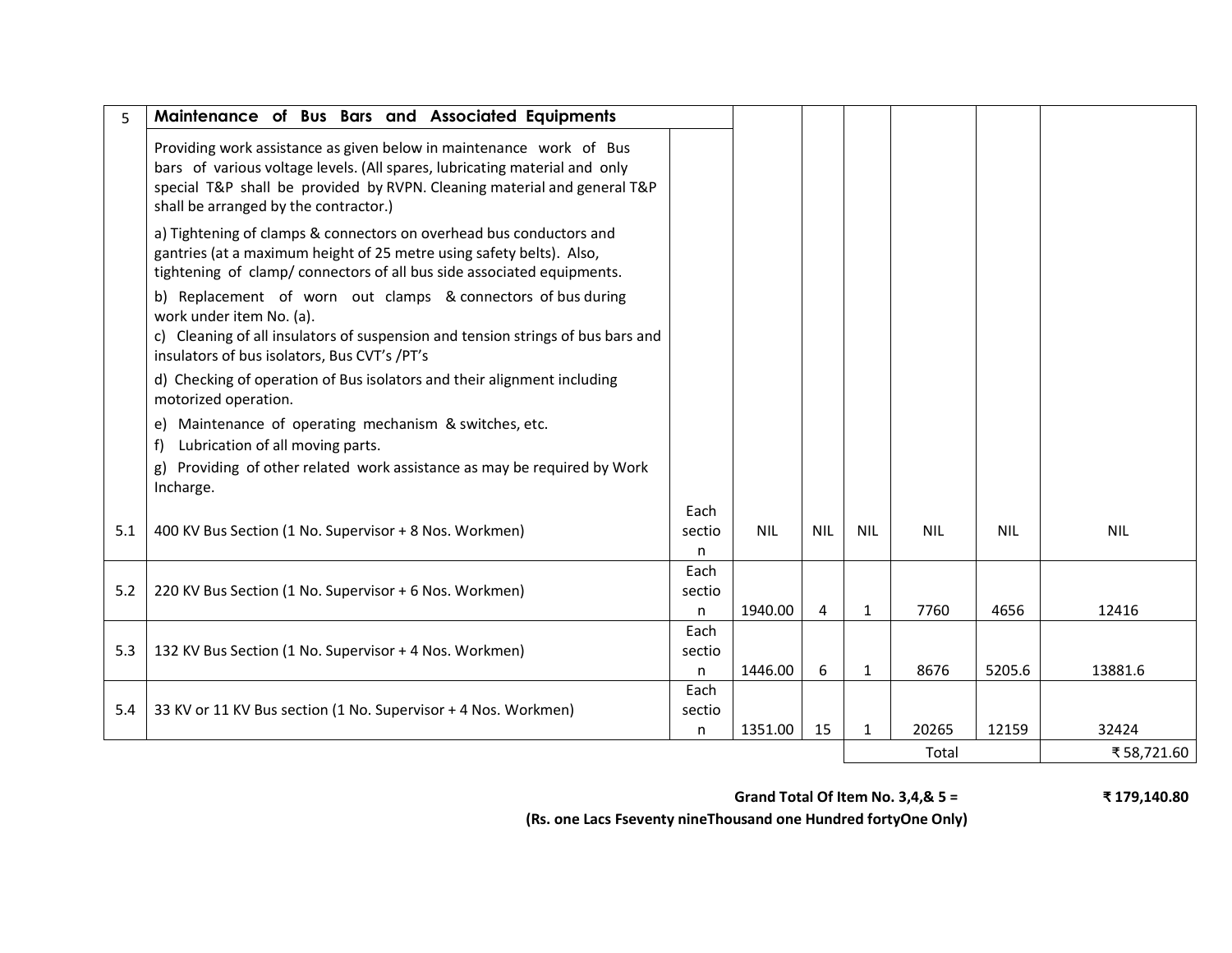| | | | | | | | | |
|---|---|---|---|---|---|---|---|---|
| 5 | **Maintenance of Bus Bars and Associated Equipments** | | | | | | | |
| | Providing work assistance as given below in maintenance work of Bus bars of various voltage levels. (All spares, lubricating material and only special T&P shall be provided by RVPN. Cleaning material and general T&P shall be arranged by the contractor.)<br>a) Tightening of clamps & connectors on overhead bus conductors and gantries (at a maximum height of 25 metre using safety belts). Also, tightening of clamp/ connectors of all bus side associated equipments.<br>b) Replacement of worn out clamps & connectors of bus during work under item No. (a).<br>c) Cleaning of all insulators of suspension and tension strings of bus bars and insulators of bus isolators, Bus CVT's /PT's<br>d) Checking of operation of Bus isolators and their alignment including motorized operation.<br>e) Maintenance of operating mechanism & switches, etc.<br>f) Lubrication of all moving parts.<br>g) Providing of other related work assistance as may be required by Work Incharge. | | | | | | | |
| 5.1 | 400 KV Bus Section (1 No. Supervisor + 8 Nos. Workmen) | Each section | NIL | NIL | NIL | NIL | NIL | NIL |
| 5.2 | 220 KV Bus Section (1 No. Supervisor + 6 Nos. Workmen) | Each section | 1940.00 | 4 | 1 | 7760 | 4656 | 12416 |
| 5.3 | 132 KV Bus Section (1 No. Supervisor + 4 Nos. Workmen) | Each section | 1446.00 | 6 | 1 | 8676 | 5205.6 | 13881.6 |
| 5.4 | 33 KV or 11 KV Bus section (1 No. Supervisor + 4 Nos. Workmen) | Each section | 1351.00 | 15 | 1 | 20265 | 12159 | 32424 |
| | | | | | | Total | | ₹ 58,721.60 |

**Grand Total Of Item No. 3,4,& 5 =** **₹ 179,140.80**

**(Rs. one Lacs Fseventy nineThousand one Hundred fortyOne Only)**